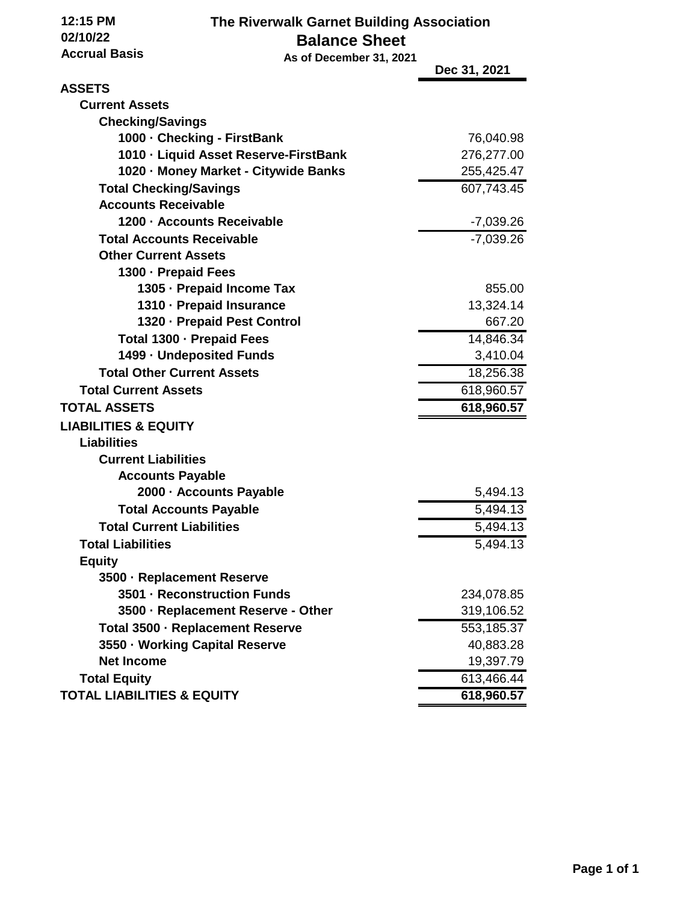12:15 PM
02/10/22
Accrual Basis

# The Riverwalk Garnet Building Association

## Balance Sheet

**As of December 31, 2021**

| | Dec 31, 2021 |
|---|---|
| **ASSETS** | |
| **Current Assets** | |
| **Checking/Savings** | |
| **1000 · Checking - FirstBank** | 76,040.98 |
| **1010 · Liquid Asset Reserve-FirstBank** | 276,277.00 |
| **1020 · Money Market - Citywide Banks** | 255,425.47 |
| **Total Checking/Savings** | 607,743.45 |
| **Accounts Receivable** | |
| **1200 · Accounts Receivable** | -7,039.26 |
| **Total Accounts Receivable** | -7,039.26 |
| **Other Current Assets** | |
| **1300 · Prepaid Fees** | |
| **1305 · Prepaid Income Tax** | 855.00 |
| **1310 · Prepaid Insurance** | 13,324.14 |
| **1320 · Prepaid Pest Control** | 667.20 |
| **Total 1300 · Prepaid Fees** | 14,846.34 |
| **1499 · Undeposited Funds** | 3,410.04 |
| **Total Other Current Assets** | 18,256.38 |
| **Total Current Assets** | 618,960.57 |
| **TOTAL ASSETS** | **618,960.57** |
| **LIABILITIES & EQUITY** | |
| **Liabilities** | |
| **Current Liabilities** | |
| **Accounts Payable** | |
| **2000 · Accounts Payable** | 5,494.13 |
| **Total Accounts Payable** | 5,494.13 |
| **Total Current Liabilities** | 5,494.13 |
| **Total Liabilities** | 5,494.13 |
| **Equity** | |
| **3500 · Replacement Reserve** | |
| **3501 · Reconstruction Funds** | 234,078.85 |
| **3500 · Replacement Reserve - Other** | 319,106.52 |
| **Total 3500 · Replacement Reserve** | 553,185.37 |
| **3550 · Working Capital Reserve** | 40,883.28 |
| **Net Income** | 19,397.79 |
| **Total Equity** | 613,466.44 |
| **TOTAL LIABILITIES & EQUITY** | **618,960.57** |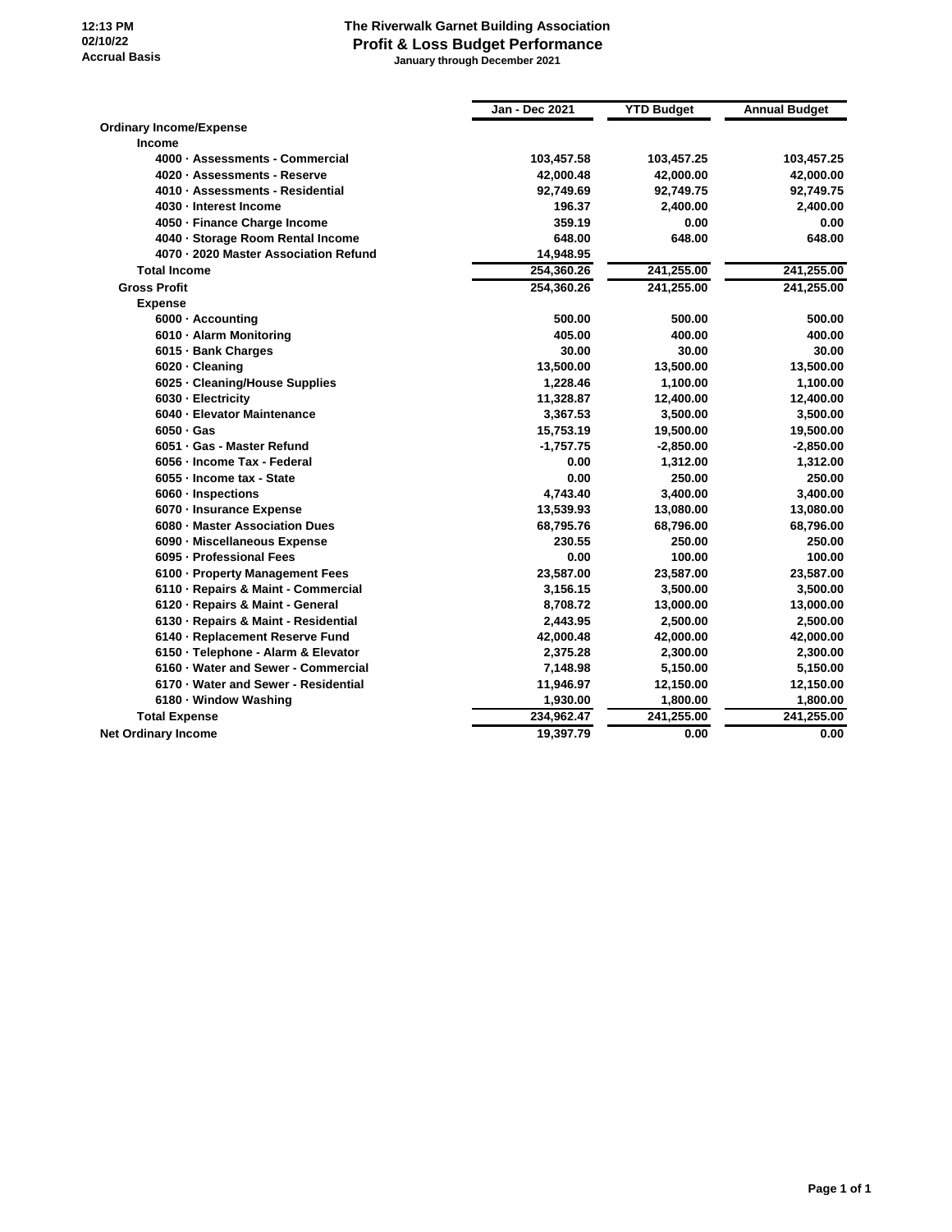12:13 PM
02/10/22
Accrual Basis

# The Riverwalk Garnet Building Association
## Profit & Loss Budget Performance
January through December 2021

| | Jan - Dec 2021 | YTD Budget | Annual Budget |
|---|---|---|---|
| **Ordinary Income/Expense** | | | |
| **Income** | | | |
| 4000 · Assessments - Commercial | 103,457.58 | 103,457.25 | 103,457.25 |
| 4020 · Assessments - Reserve | 42,000.48 | 42,000.00 | 42,000.00 |
| 4010 · Assessments - Residential | 92,749.69 | 92,749.75 | 92,749.75 |
| 4030 · Interest Income | 196.37 | 2,400.00 | 2,400.00 |
| 4050 · Finance Charge Income | 359.19 | 0.00 | 0.00 |
| 4040 · Storage Room Rental Income | 648.00 | 648.00 | 648.00 |
| 4070 · 2020 Master Association Refund | 14,948.95 | | |
| **Total Income** | 254,360.26 | 241,255.00 | 241,255.00 |
| **Gross Profit** | 254,360.26 | 241,255.00 | 241,255.00 |
| **Expense** | | | |
| 6000 · Accounting | 500.00 | 500.00 | 500.00 |
| 6010 · Alarm Monitoring | 405.00 | 400.00 | 400.00 |
| 6015 · Bank Charges | 30.00 | 30.00 | 30.00 |
| 6020 · Cleaning | 13,500.00 | 13,500.00 | 13,500.00 |
| 6025 · Cleaning/House Supplies | 1,228.46 | 1,100.00 | 1,100.00 |
| 6030 · Electricity | 11,328.87 | 12,400.00 | 12,400.00 |
| 6040 · Elevator Maintenance | 3,367.53 | 3,500.00 | 3,500.00 |
| 6050 · Gas | 15,753.19 | 19,500.00 | 19,500.00 |
| 6051 · Gas - Master Refund | -1,757.75 | -2,850.00 | -2,850.00 |
| 6056 · Income Tax - Federal | 0.00 | 1,312.00 | 1,312.00 |
| 6055 · Income tax - State | 0.00 | 250.00 | 250.00 |
| 6060 · Inspections | 4,743.40 | 3,400.00 | 3,400.00 |
| 6070 · Insurance Expense | 13,539.93 | 13,080.00 | 13,080.00 |
| 6080 · Master Association Dues | 68,795.76 | 68,796.00 | 68,796.00 |
| 6090 · Miscellaneous Expense | 230.55 | 250.00 | 250.00 |
| 6095 · Professional Fees | 0.00 | 100.00 | 100.00 |
| 6100 · Property Management Fees | 23,587.00 | 23,587.00 | 23,587.00 |
| 6110 · Repairs & Maint - Commercial | 3,156.15 | 3,500.00 | 3,500.00 |
| 6120 · Repairs & Maint - General | 8,708.72 | 13,000.00 | 13,000.00 |
| 6130 · Repairs & Maint - Residential | 2,443.95 | 2,500.00 | 2,500.00 |
| 6140 · Replacement Reserve Fund | 42,000.48 | 42,000.00 | 42,000.00 |
| 6150 · Telephone - Alarm & Elevator | 2,375.28 | 2,300.00 | 2,300.00 |
| 6160 · Water and Sewer - Commercial | 7,148.98 | 5,150.00 | 5,150.00 |
| 6170 · Water and Sewer - Residential | 11,946.97 | 12,150.00 | 12,150.00 |
| 6180 · Window Washing | 1,930.00 | 1,800.00 | 1,800.00 |
| **Total Expense** | 234,962.47 | 241,255.00 | 241,255.00 |
| **Net Ordinary Income** | 19,397.79 | 0.00 | 0.00 |